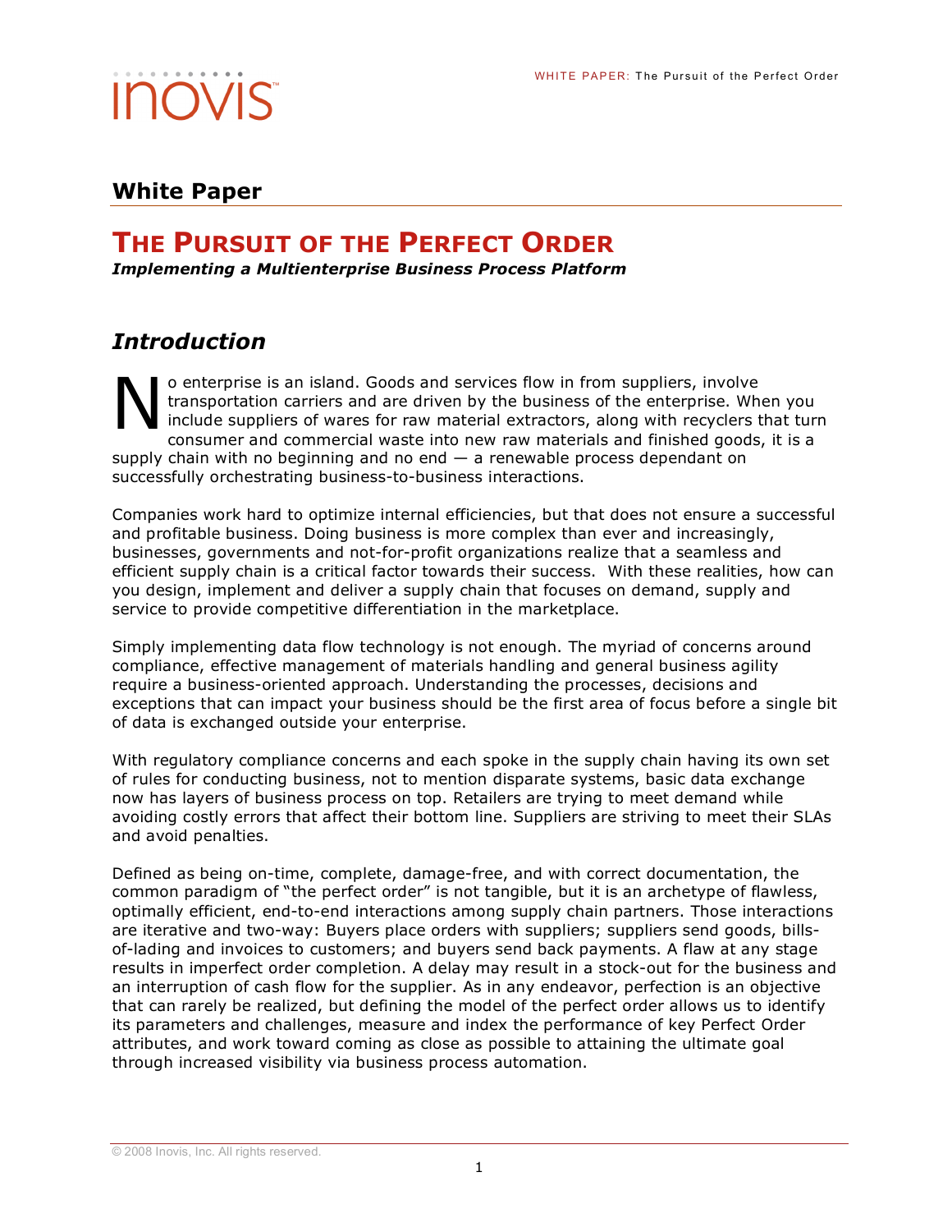## White Paper

# THE PURSUIT OF THE PERFECT ORDER

***Implementing a Multienterprise Business Process Platform***

## *Introduction*

No enterprise is an island. Goods and services flow in from suppliers, involve transportation carriers and are driven by the business of the enterprise. When you include suppliers of wares for raw material extractors, along with recyclers that turn consumer and commercial waste into new raw materials and finished goods, it is a supply chain with no beginning and no end — a renewable process dependant on successfully orchestrating business-to-business interactions.

Companies work hard to optimize internal efficiencies, but that does not ensure a successful and profitable business. Doing business is more complex than ever and increasingly, businesses, governments and not-for-profit organizations realize that a seamless and efficient supply chain is a critical factor towards their success. With these realities, how can you design, implement and deliver a supply chain that focuses on demand, supply and service to provide competitive differentiation in the marketplace.

Simply implementing data flow technology is not enough. The myriad of concerns around compliance, effective management of materials handling and general business agility require a business-oriented approach. Understanding the processes, decisions and exceptions that can impact your business should be the first area of focus before a single bit of data is exchanged outside your enterprise.

With regulatory compliance concerns and each spoke in the supply chain having its own set of rules for conducting business, not to mention disparate systems, basic data exchange now has layers of business process on top. Retailers are trying to meet demand while avoiding costly errors that affect their bottom line. Suppliers are striving to meet their SLAs and avoid penalties.

Defined as being on-time, complete, damage-free, and with correct documentation, the common paradigm of "the perfect order" is not tangible, but it is an archetype of flawless, optimally efficient, end-to-end interactions among supply chain partners. Those interactions are iterative and two-way: Buyers place orders with suppliers; suppliers send goods, bills-of-lading and invoices to customers; and buyers send back payments. A flaw at any stage results in imperfect order completion. A delay may result in a stock-out for the business and an interruption of cash flow for the supplier. As in any endeavor, perfection is an objective that can rarely be realized, but defining the model of the perfect order allows us to identify its parameters and challenges, measure and index the performance of key Perfect Order attributes, and work toward coming as close as possible to attaining the ultimate goal through increased visibility via business process automation.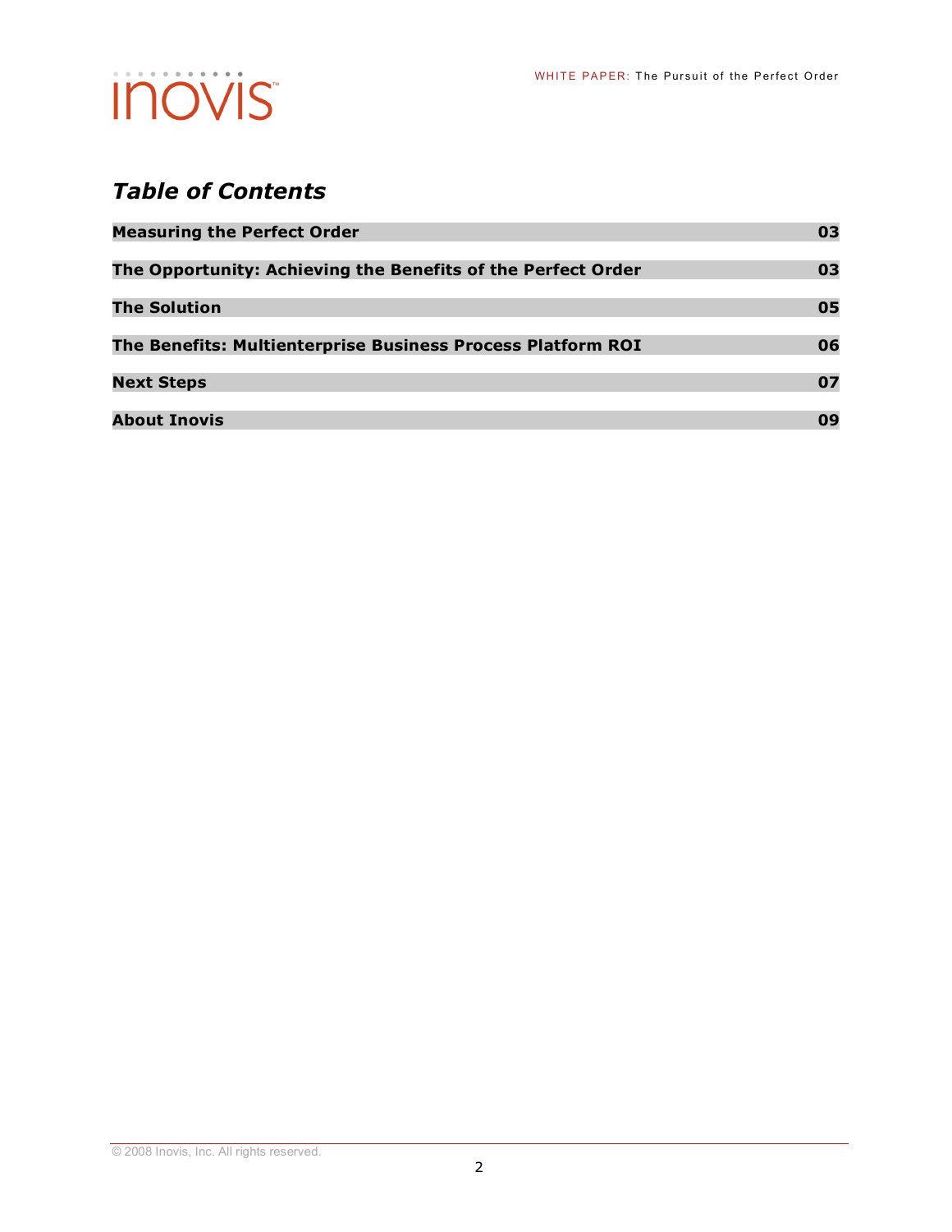## *Table of Contents*

| | |
|---|---|
| **Measuring the Perfect Order** | **03** |
| **The Opportunity: Achieving the Benefits of the Perfect Order** | **03** |
| **The Solution** | **05** |
| **The Benefits: Multienterprise Business Process Platform ROI** | **06** |
| **Next Steps** | **07** |
| **About Inovis** | **09** |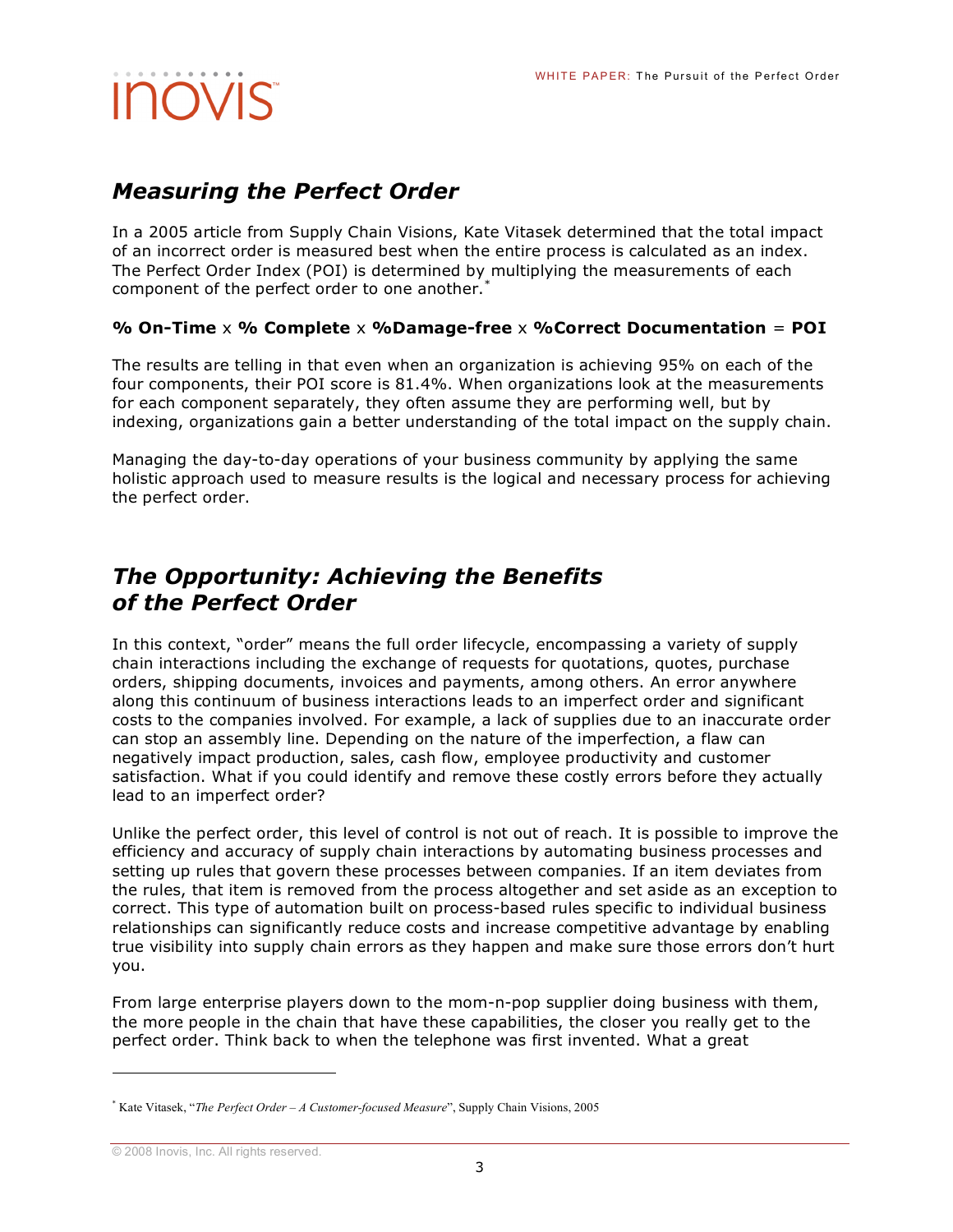## *Measuring the Perfect Order*

In a 2005 article from Supply Chain Visions, Kate Vitasek determined that the total impact of an incorrect order is measured best when the entire process is calculated as an index. The Perfect Order Index (POI) is determined by multiplying the measurements of each component of the perfect order to one another.[*]

**% On-Time** x **% Complete** x **%Damage-free** x **%Correct Documentation** = **POI**

The results are telling in that even when an organization is achieving 95% on each of the four components, their POI score is 81.4%. When organizations look at the measurements for each component separately, they often assume they are performing well, but by indexing, organizations gain a better understanding of the total impact on the supply chain.

Managing the day-to-day operations of your business community by applying the same holistic approach used to measure results is the logical and necessary process for achieving the perfect order.

## *The Opportunity: Achieving the Benefits of the Perfect Order*

In this context, "order" means the full order lifecycle, encompassing a variety of supply chain interactions including the exchange of requests for quotations, quotes, purchase orders, shipping documents, invoices and payments, among others. An error anywhere along this continuum of business interactions leads to an imperfect order and significant costs to the companies involved. For example, a lack of supplies due to an inaccurate order can stop an assembly line. Depending on the nature of the imperfection, a flaw can negatively impact production, sales, cash flow, employee productivity and customer satisfaction. What if you could identify and remove these costly errors before they actually lead to an imperfect order?

Unlike the perfect order, this level of control is not out of reach. It is possible to improve the efficiency and accuracy of supply chain interactions by automating business processes and setting up rules that govern these processes between companies. If an item deviates from the rules, that item is removed from the process altogether and set aside as an exception to correct. This type of automation built on process-based rules specific to individual business relationships can significantly reduce costs and increase competitive advantage by enabling true visibility into supply chain errors as they happen and make sure those errors don't hurt you.

From large enterprise players down to the mom-n-pop supplier doing business with them, the more people in the chain that have these capabilities, the closer you really get to the perfect order. Think back to when the telephone was first invented. What a great

---

[*] Kate Vitasek, "*The Perfect Order – A Customer-focused Measure*", Supply Chain Visions, 2005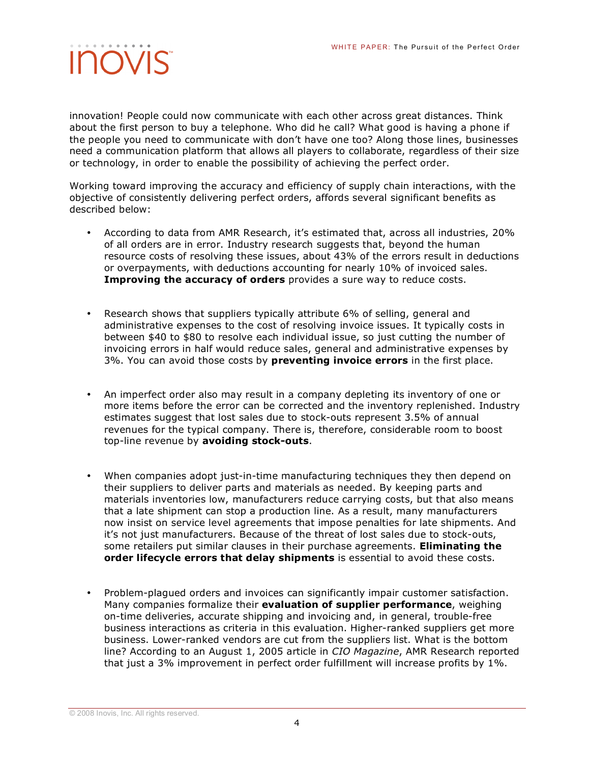innovation! People could now communicate with each other across great distances. Think about the first person to buy a telephone. Who did he call? What good is having a phone if the people you need to communicate with don't have one too? Along those lines, businesses need a communication platform that allows all players to collaborate, regardless of their size or technology, in order to enable the possibility of achieving the perfect order.

Working toward improving the accuracy and efficiency of supply chain interactions, with the objective of consistently delivering perfect orders, affords several significant benefits as described below:

- According to data from AMR Research, it's estimated that, across all industries, 20% of all orders are in error. Industry research suggests that, beyond the human resource costs of resolving these issues, about 43% of the errors result in deductions or overpayments, with deductions accounting for nearly 10% of invoiced sales. **Improving the accuracy of orders** provides a sure way to reduce costs.

- Research shows that suppliers typically attribute 6% of selling, general and administrative expenses to the cost of resolving invoice issues. It typically costs in between $40 to $80 to resolve each individual issue, so just cutting the number of invoicing errors in half would reduce sales, general and administrative expenses by 3%. You can avoid those costs by **preventing invoice errors** in the first place.

- An imperfect order also may result in a company depleting its inventory of one or more items before the error can be corrected and the inventory replenished. Industry estimates suggest that lost sales due to stock-outs represent 3.5% of annual revenues for the typical company. There is, therefore, considerable room to boost top-line revenue by **avoiding stock-outs**.

- When companies adopt just-in-time manufacturing techniques they then depend on their suppliers to deliver parts and materials as needed. By keeping parts and materials inventories low, manufacturers reduce carrying costs, but that also means that a late shipment can stop a production line. As a result, many manufacturers now insist on service level agreements that impose penalties for late shipments. And it's not just manufacturers. Because of the threat of lost sales due to stock-outs, some retailers put similar clauses in their purchase agreements. **Eliminating the order lifecycle errors that delay shipments** is essential to avoid these costs.

- Problem-plagued orders and invoices can significantly impair customer satisfaction. Many companies formalize their **evaluation of supplier performance**, weighing on-time deliveries, accurate shipping and invoicing and, in general, trouble-free business interactions as criteria in this evaluation. Higher-ranked suppliers get more business. Lower-ranked vendors are cut from the suppliers list. What is the bottom line? According to an August 1, 2005 article in *CIO Magazine*, AMR Research reported that just a 3% improvement in perfect order fulfillment will increase profits by 1%.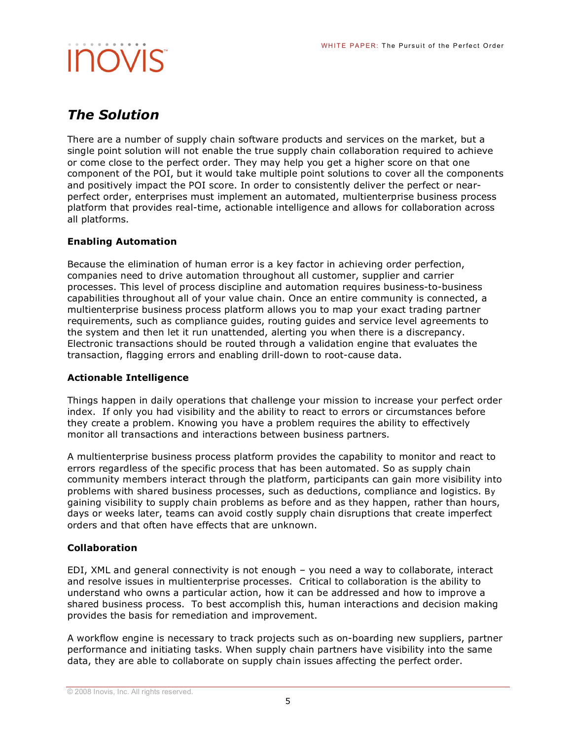## *The Solution*

There are a number of supply chain software products and services on the market, but a single point solution will not enable the true supply chain collaboration required to achieve or come close to the perfect order. They may help you get a higher score on that one component of the POI, but it would take multiple point solutions to cover all the components and positively impact the POI score. In order to consistently deliver the perfect or near-perfect order, enterprises must implement an automated, multienterprise business process platform that provides real-time, actionable intelligence and allows for collaboration across all platforms.

### Enabling Automation

Because the elimination of human error is a key factor in achieving order perfection, companies need to drive automation throughout all customer, supplier and carrier processes. This level of process discipline and automation requires business-to-business capabilities throughout all of your value chain. Once an entire community is connected, a multienterprise business process platform allows you to map your exact trading partner requirements, such as compliance guides, routing guides and service level agreements to the system and then let it run unattended, alerting you when there is a discrepancy. Electronic transactions should be routed through a validation engine that evaluates the transaction, flagging errors and enabling drill-down to root-cause data.

### Actionable Intelligence

Things happen in daily operations that challenge your mission to increase your perfect order index. If only you had visibility and the ability to react to errors or circumstances before they create a problem. Knowing you have a problem requires the ability to effectively monitor all transactions and interactions between business partners.

A multienterprise business process platform provides the capability to monitor and react to errors regardless of the specific process that has been automated. So as supply chain community members interact through the platform, participants can gain more visibility into problems with shared business processes, such as deductions, compliance and logistics. By gaining visibility to supply chain problems as before and as they happen, rather than hours, days or weeks later, teams can avoid costly supply chain disruptions that create imperfect orders and that often have effects that are unknown.

### Collaboration

EDI, XML and general connectivity is not enough – you need a way to collaborate, interact and resolve issues in multienterprise processes. Critical to collaboration is the ability to understand who owns a particular action, how it can be addressed and how to improve a shared business process. To best accomplish this, human interactions and decision making provides the basis for remediation and improvement.

A workflow engine is necessary to track projects such as on-boarding new suppliers, partner performance and initiating tasks. When supply chain partners have visibility into the same data, they are able to collaborate on supply chain issues affecting the perfect order.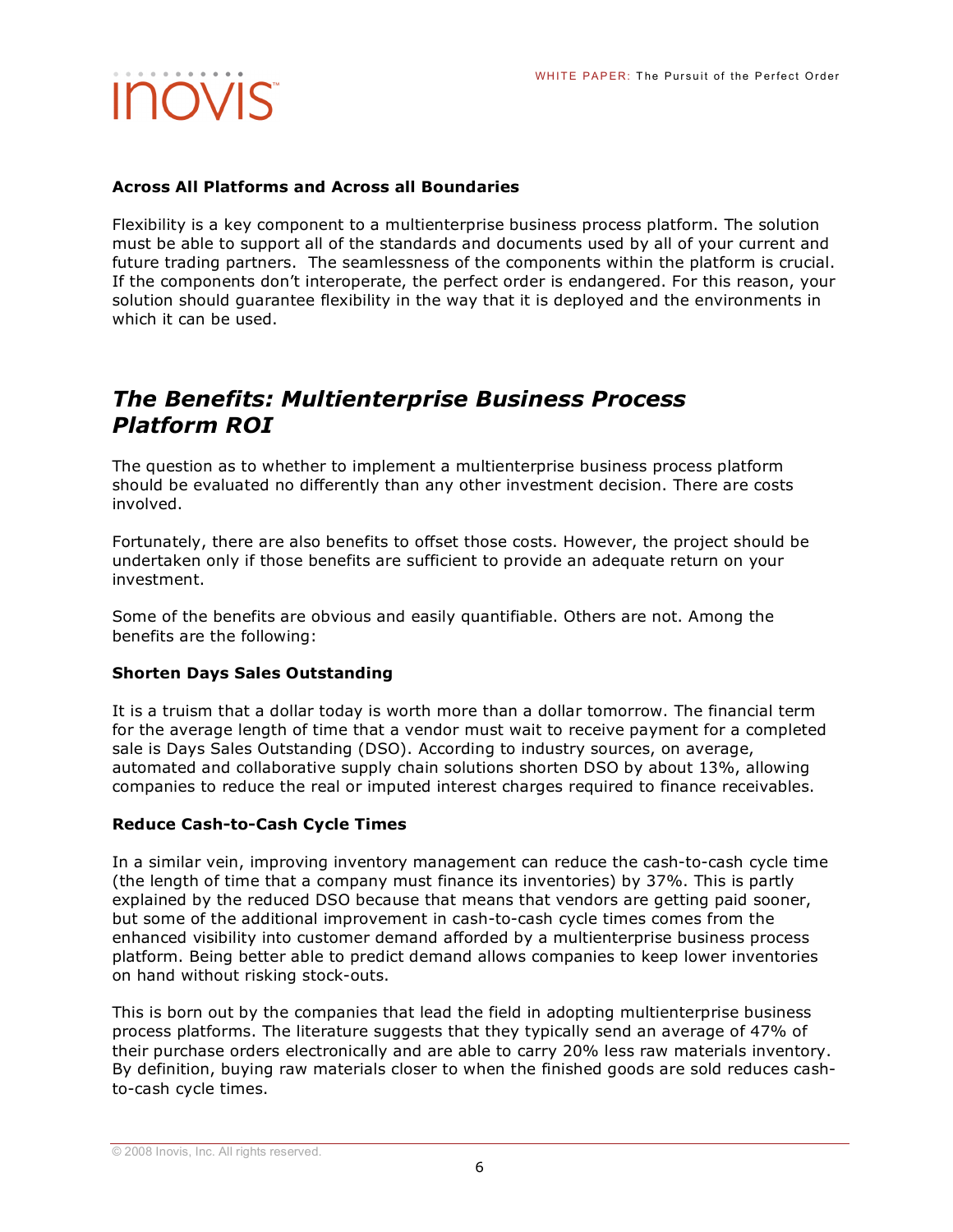### Across All Platforms and Across all Boundaries

Flexibility is a key component to a multienterprise business process platform. The solution must be able to support all of the standards and documents used by all of your current and future trading partners. The seamlessness of the components within the platform is crucial. If the components don't interoperate, the perfect order is endangered. For this reason, your solution should guarantee flexibility in the way that it is deployed and the environments in which it can be used.

## *The Benefits: Multienterprise Business Process Platform ROI*

The question as to whether to implement a multienterprise business process platform should be evaluated no differently than any other investment decision. There are costs involved.

Fortunately, there are also benefits to offset those costs. However, the project should be undertaken only if those benefits are sufficient to provide an adequate return on your investment.

Some of the benefits are obvious and easily quantifiable. Others are not. Among the benefits are the following:

### Shorten Days Sales Outstanding

It is a truism that a dollar today is worth more than a dollar tomorrow. The financial term for the average length of time that a vendor must wait to receive payment for a completed sale is Days Sales Outstanding (DSO). According to industry sources, on average, automated and collaborative supply chain solutions shorten DSO by about 13%, allowing companies to reduce the real or imputed interest charges required to finance receivables.

### Reduce Cash-to-Cash Cycle Times

In a similar vein, improving inventory management can reduce the cash-to-cash cycle time (the length of time that a company must finance its inventories) by 37%. This is partly explained by the reduced DSO because that means that vendors are getting paid sooner, but some of the additional improvement in cash-to-cash cycle times comes from the enhanced visibility into customer demand afforded by a multienterprise business process platform. Being better able to predict demand allows companies to keep lower inventories on hand without risking stock-outs.

This is born out by the companies that lead the field in adopting multienterprise business process platforms. The literature suggests that they typically send an average of 47% of their purchase orders electronically and are able to carry 20% less raw materials inventory. By definition, buying raw materials closer to when the finished goods are sold reduces cash-to-cash cycle times.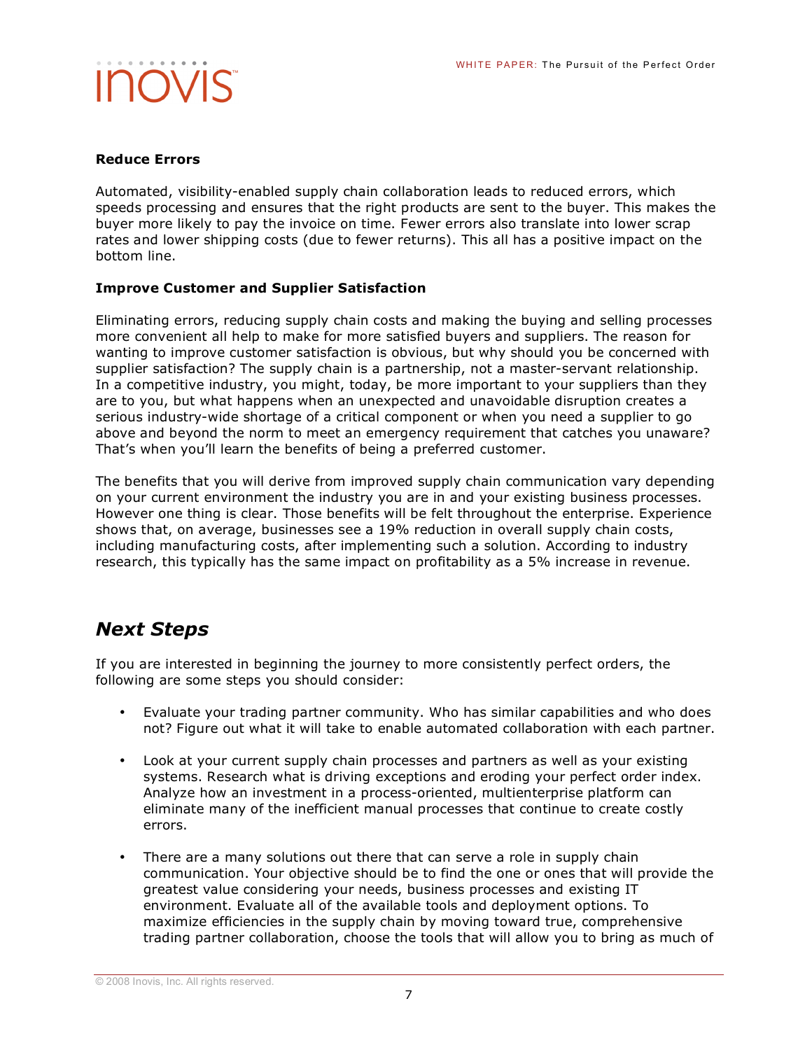**Reduce Errors**

Automated, visibility-enabled supply chain collaboration leads to reduced errors, which speeds processing and ensures that the right products are sent to the buyer. This makes the buyer more likely to pay the invoice on time. Fewer errors also translate into lower scrap rates and lower shipping costs (due to fewer returns). This all has a positive impact on the bottom line.

**Improve Customer and Supplier Satisfaction**

Eliminating errors, reducing supply chain costs and making the buying and selling processes more convenient all help to make for more satisfied buyers and suppliers. The reason for wanting to improve customer satisfaction is obvious, but why should you be concerned with supplier satisfaction? The supply chain is a partnership, not a master-servant relationship. In a competitive industry, you might, today, be more important to your suppliers than they are to you, but what happens when an unexpected and unavoidable disruption creates a serious industry-wide shortage of a critical component or when you need a supplier to go above and beyond the norm to meet an emergency requirement that catches you unaware? That's when you'll learn the benefits of being a preferred customer.

The benefits that you will derive from improved supply chain communication vary depending on your current environment the industry you are in and your existing business processes. However one thing is clear. Those benefits will be felt throughout the enterprise. Experience shows that, on average, businesses see a 19% reduction in overall supply chain costs, including manufacturing costs, after implementing such a solution. According to industry research, this typically has the same impact on profitability as a 5% increase in revenue.

## *Next Steps*

If you are interested in beginning the journey to more consistently perfect orders, the following are some steps you should consider:

- Evaluate your trading partner community. Who has similar capabilities and who does not? Figure out what it will take to enable automated collaboration with each partner.
- Look at your current supply chain processes and partners as well as your existing systems. Research what is driving exceptions and eroding your perfect order index. Analyze how an investment in a process-oriented, multienterprise platform can eliminate many of the inefficient manual processes that continue to create costly errors.
- There are a many solutions out there that can serve a role in supply chain communication. Your objective should be to find the one or ones that will provide the greatest value considering your needs, business processes and existing IT environment. Evaluate all of the available tools and deployment options. To maximize efficiencies in the supply chain by moving toward true, comprehensive trading partner collaboration, choose the tools that will allow you to bring as much of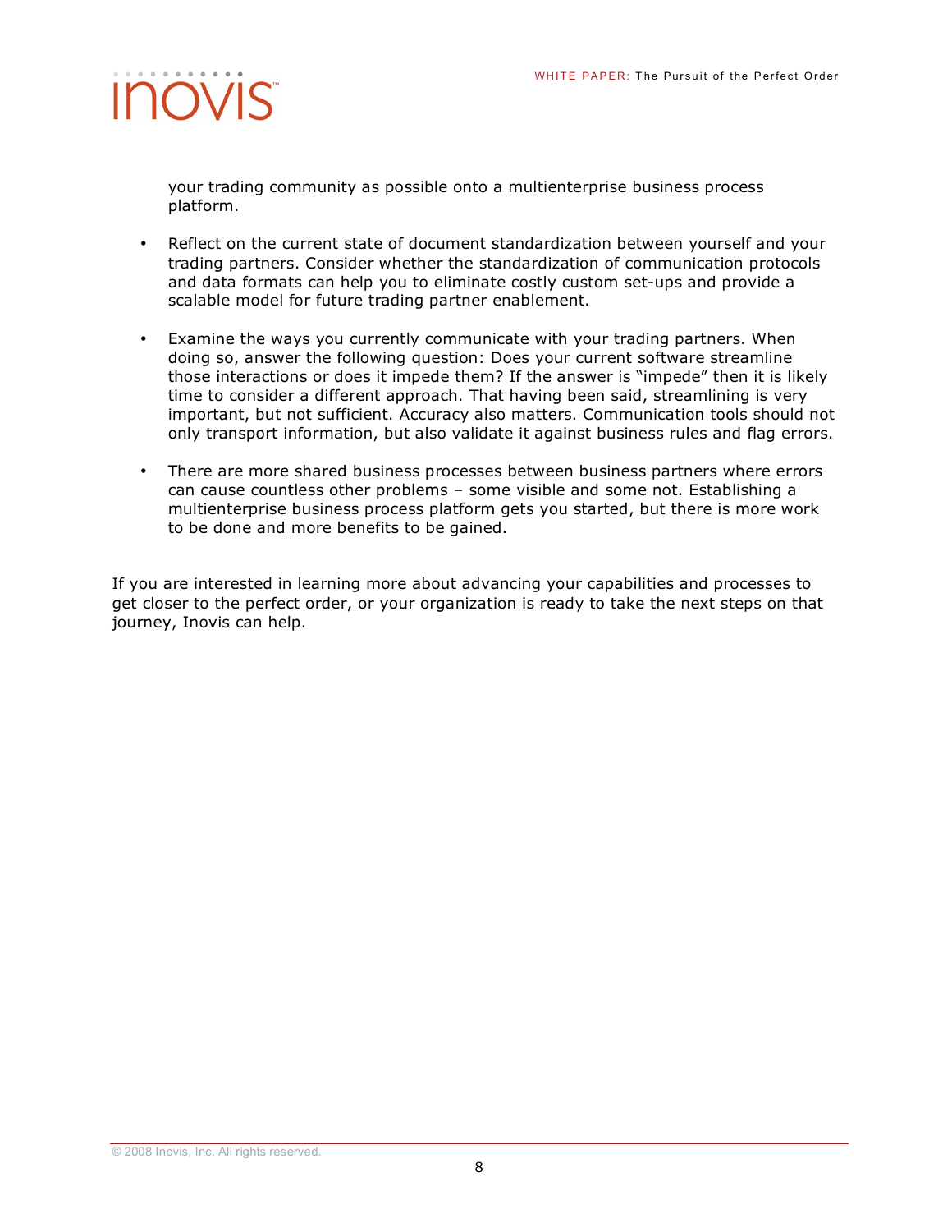your trading community as possible onto a multienterprise business process platform.

- Reflect on the current state of document standardization between yourself and your trading partners. Consider whether the standardization of communication protocols and data formats can help you to eliminate costly custom set-ups and provide a scalable model for future trading partner enablement.

- Examine the ways you currently communicate with your trading partners. When doing so, answer the following question: Does your current software streamline those interactions or does it impede them? If the answer is "impede" then it is likely time to consider a different approach. That having been said, streamlining is very important, but not sufficient. Accuracy also matters. Communication tools should not only transport information, but also validate it against business rules and flag errors.

- There are more shared business processes between business partners where errors can cause countless other problems – some visible and some not. Establishing a multienterprise business process platform gets you started, but there is more work to be done and more benefits to be gained.

If you are interested in learning more about advancing your capabilities and processes to get closer to the perfect order, or your organization is ready to take the next steps on that journey, Inovis can help.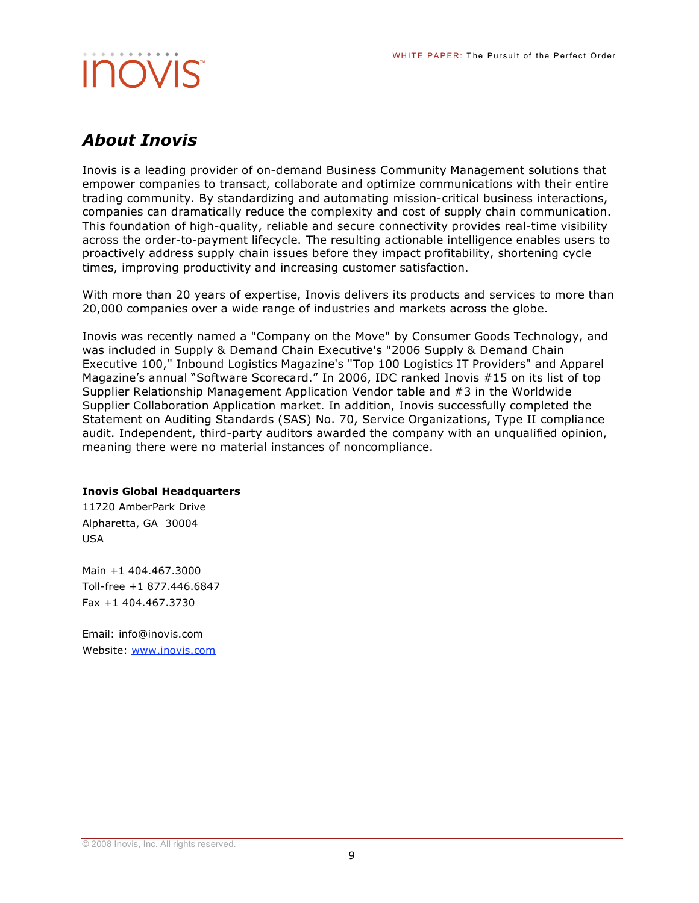## *About Inovis*

Inovis is a leading provider of on-demand Business Community Management solutions that empower companies to transact, collaborate and optimize communications with their entire trading community. By standardizing and automating mission-critical business interactions, companies can dramatically reduce the complexity and cost of supply chain communication. This foundation of high-quality, reliable and secure connectivity provides real-time visibility across the order-to-payment lifecycle. The resulting actionable intelligence enables users to proactively address supply chain issues before they impact profitability, shortening cycle times, improving productivity and increasing customer satisfaction.

With more than 20 years of expertise, Inovis delivers its products and services to more than 20,000 companies over a wide range of industries and markets across the globe.

Inovis was recently named a "Company on the Move" by Consumer Goods Technology, and was included in Supply & Demand Chain Executive's "2006 Supply & Demand Chain Executive 100," Inbound Logistics Magazine's "Top 100 Logistics IT Providers" and Apparel Magazine's annual "Software Scorecard." In 2006, IDC ranked Inovis #15 on its list of top Supplier Relationship Management Application Vendor table and #3 in the Worldwide Supplier Collaboration Application market. In addition, Inovis successfully completed the Statement on Auditing Standards (SAS) No. 70, Service Organizations, Type II compliance audit. Independent, third-party auditors awarded the company with an unqualified opinion, meaning there were no material instances of noncompliance.

**Inovis Global Headquarters**
11720 AmberPark Drive
Alpharetta, GA 30004
USA

Main +1 404.467.3000
Toll-free +1 877.446.6847
Fax +1 404.467.3730

Email: info@inovis.com
Website: [www.inovis.com](http://www.inovis.com)

© 2008 Inovis, Inc. All rights reserved.